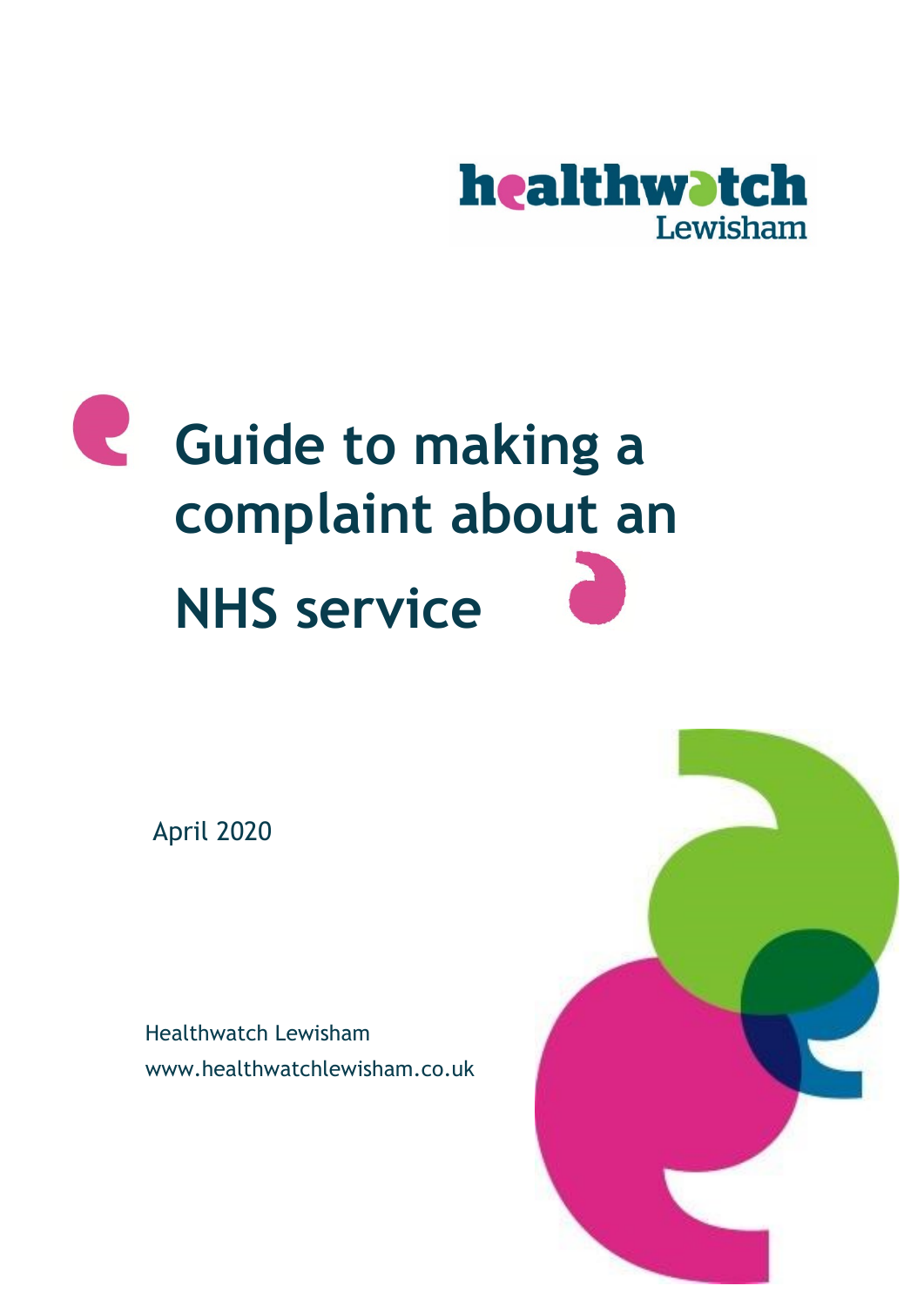healthwatch Lewisham

# Guide to making a complaint about an NHS service

April 2020

Healthwatch Lewisham
www.healthwatchlewisham.co.uk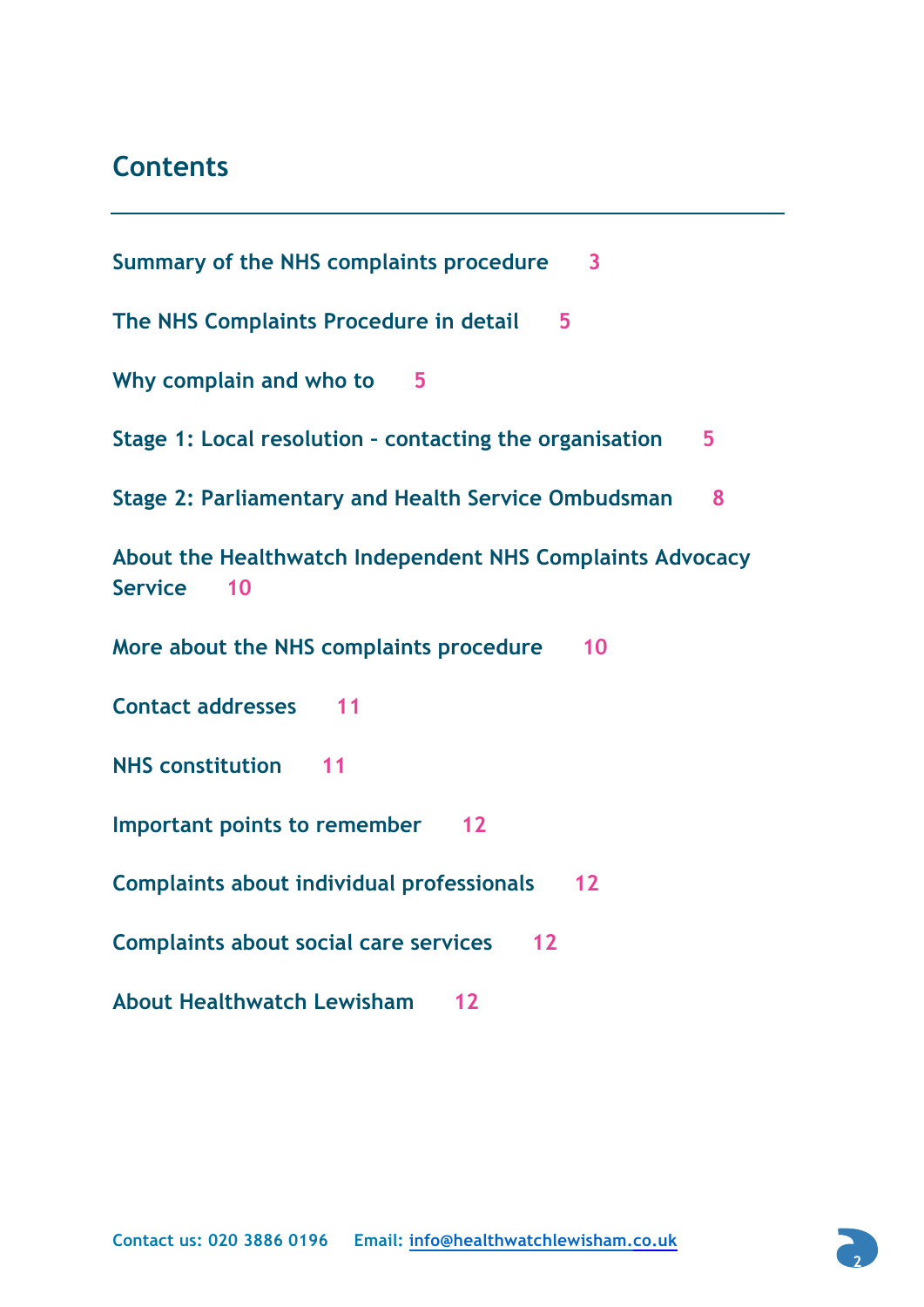## Contents

Summary of the NHS complaints procedure 3

The NHS Complaints Procedure in detail 5

Why complain and who to 5

Stage 1: Local resolution - contacting the organisation 5

Stage 2: Parliamentary and Health Service Ombudsman 8

About the Healthwatch Independent NHS Complaints Advocacy Service 10

More about the NHS complaints procedure 10

Contact addresses 11

NHS constitution 11

Important points to remember 12

Complaints about individual professionals 12

Complaints about social care services 12

About Healthwatch Lewisham 12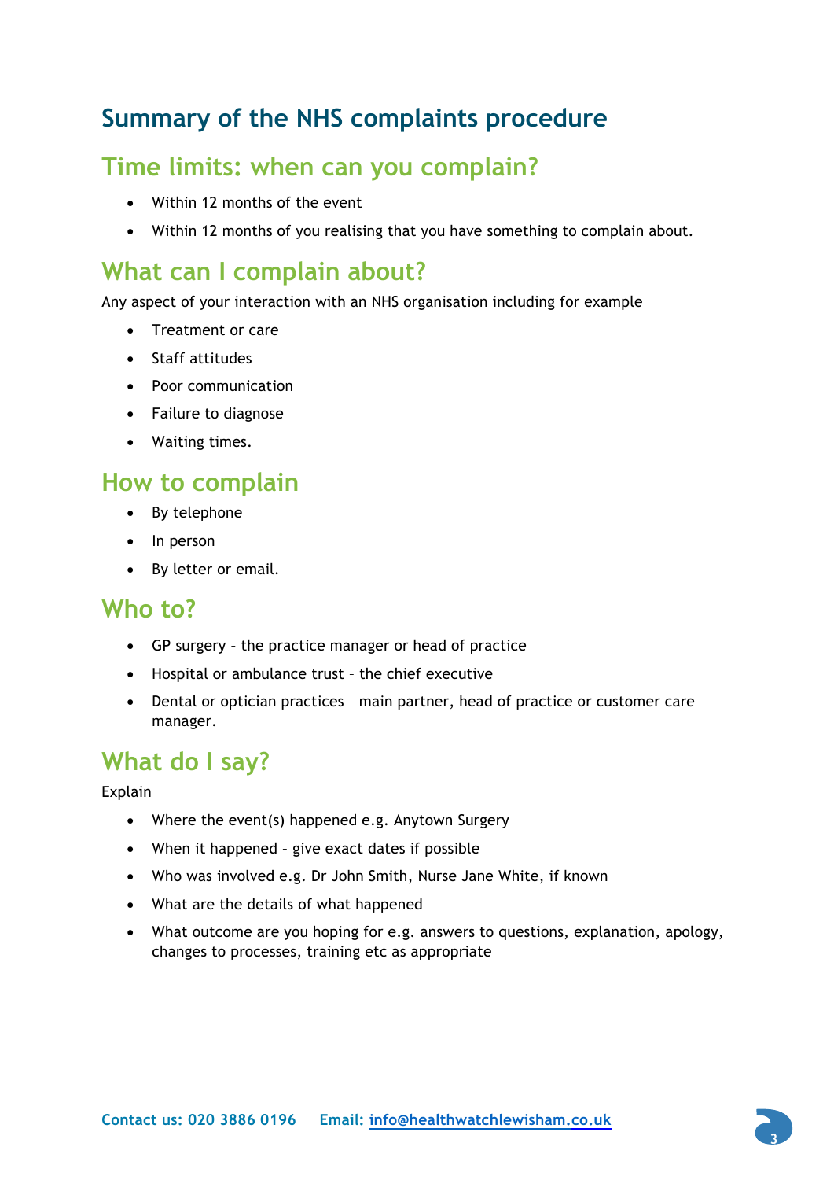# Summary of the NHS complaints procedure

## Time limits: when can you complain?

- Within 12 months of the event
- Within 12 months of you realising that you have something to complain about.

## What can I complain about?

Any aspect of your interaction with an NHS organisation including for example

- Treatment or care
- Staff attitudes
- Poor communication
- Failure to diagnose
- Waiting times.

## How to complain

- By telephone
- In person
- By letter or email.

## Who to?

- GP surgery – the practice manager or head of practice
- Hospital or ambulance trust – the chief executive
- Dental or optician practices – main partner, head of practice or customer care manager.

## What do I say?

Explain

- Where the event(s) happened e.g. Anytown Surgery
- When it happened – give exact dates if possible
- Who was involved e.g. Dr John Smith, Nurse Jane White, if known
- What are the details of what happened
- What outcome are you hoping for e.g. answers to questions, explanation, apology, changes to processes, training etc as appropriate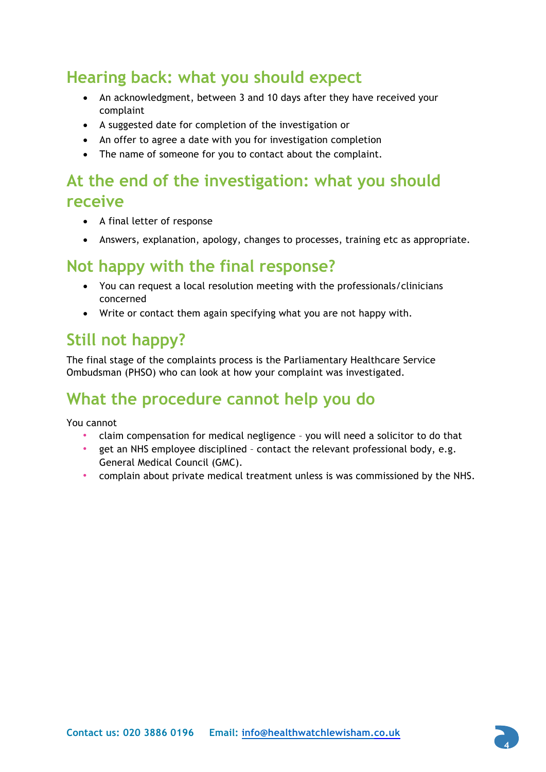## Hearing back: what you should expect

- An acknowledgment, between 3 and 10 days after they have received your complaint
- A suggested date for completion of the investigation or
- An offer to agree a date with you for investigation completion
- The name of someone for you to contact about the complaint.

## At the end of the investigation: what you should receive

- A final letter of response
- Answers, explanation, apology, changes to processes, training etc as appropriate.

## Not happy with the final response?

- You can request a local resolution meeting with the professionals/clinicians concerned
- Write or contact them again specifying what you are not happy with.

## Still not happy?

The final stage of the complaints process is the Parliamentary Healthcare Service Ombudsman (PHSO) who can look at how your complaint was investigated.

## What the procedure cannot help you do

You cannot

- claim compensation for medical negligence – you will need a solicitor to do that
- get an NHS employee disciplined – contact the relevant professional body, e.g. General Medical Council (GMC).
- complain about private medical treatment unless is was commissioned by the NHS.

**Contact us: 020 3886 0196** **Email:** info@healthwatchlewisham.co.uk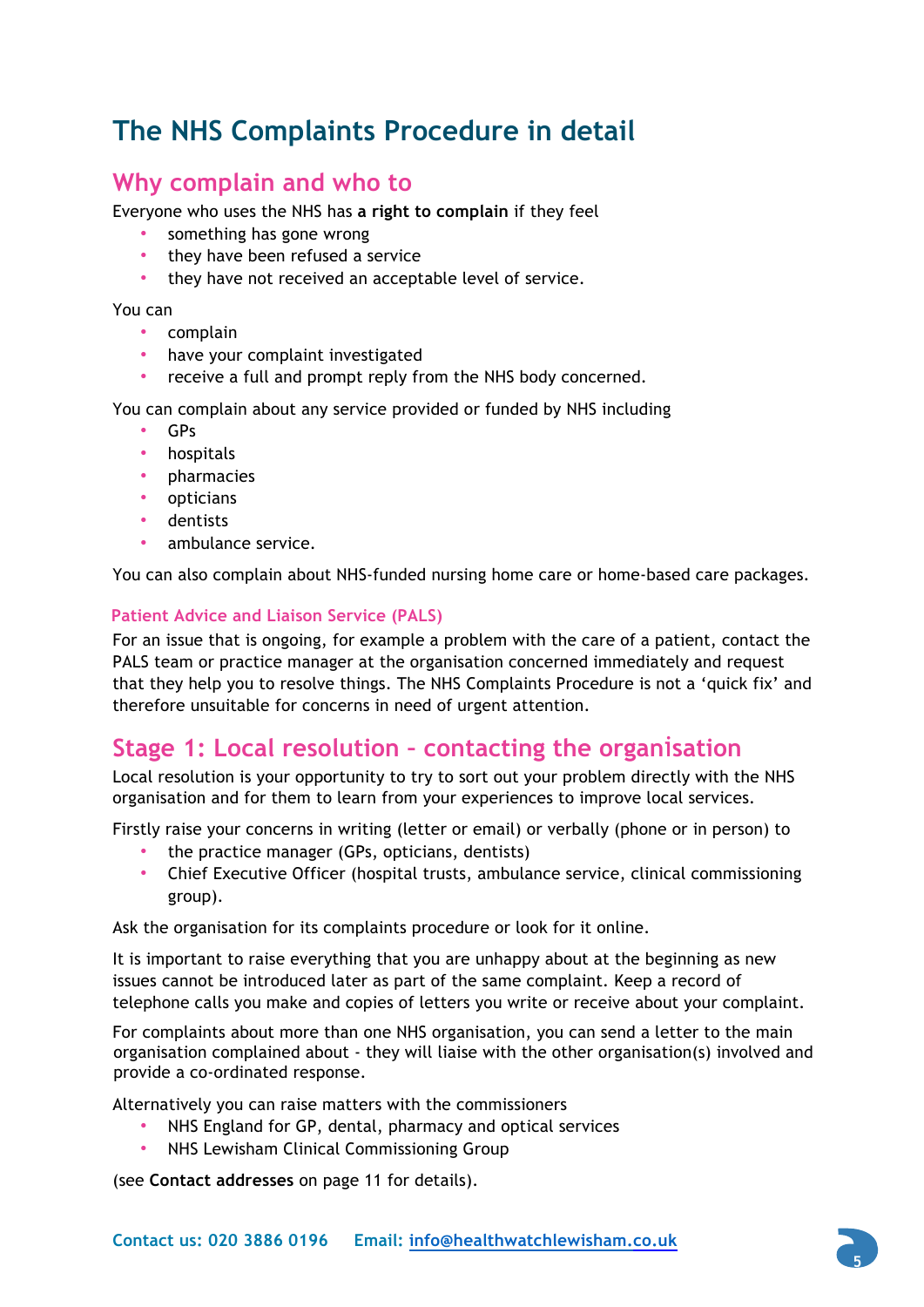# The NHS Complaints Procedure in detail

## Why complain and who to

Everyone who uses the NHS has **a right to complain** if they feel

- something has gone wrong
- they have been refused a service
- they have not received an acceptable level of service.

You can

- complain
- have your complaint investigated
- receive a full and prompt reply from the NHS body concerned.

You can complain about any service provided or funded by NHS including

- GPs
- hospitals
- pharmacies
- opticians
- dentists
- ambulance service.

You can also complain about NHS-funded nursing home care or home-based care packages.

### Patient Advice and Liaison Service (PALS)

For an issue that is ongoing, for example a problem with the care of a patient, contact the PALS team or practice manager at the organisation concerned immediately and request that they help you to resolve things. The NHS Complaints Procedure is not a 'quick fix' and therefore unsuitable for concerns in need of urgent attention.

## Stage 1: Local resolution – contacting the organisation

Local resolution is your opportunity to try to sort out your problem directly with the NHS organisation and for them to learn from your experiences to improve local services.

Firstly raise your concerns in writing (letter or email) or verbally (phone or in person) to

- the practice manager (GPs, opticians, dentists)
- Chief Executive Officer (hospital trusts, ambulance service, clinical commissioning group).

Ask the organisation for its complaints procedure or look for it online.

It is important to raise everything that you are unhappy about at the beginning as new issues cannot be introduced later as part of the same complaint. Keep a record of telephone calls you make and copies of letters you write or receive about your complaint.

For complaints about more than one NHS organisation, you can send a letter to the main organisation complained about - they will liaise with the other organisation(s) involved and provide a co-ordinated response.

Alternatively you can raise matters with the commissioners

- NHS England for GP, dental, pharmacy and optical services
- NHS Lewisham Clinical Commissioning Group

(see **Contact addresses** on page 11 for details).

**Contact us: 020 3886 0196 Email: info@healthwatchlewisham.co.uk**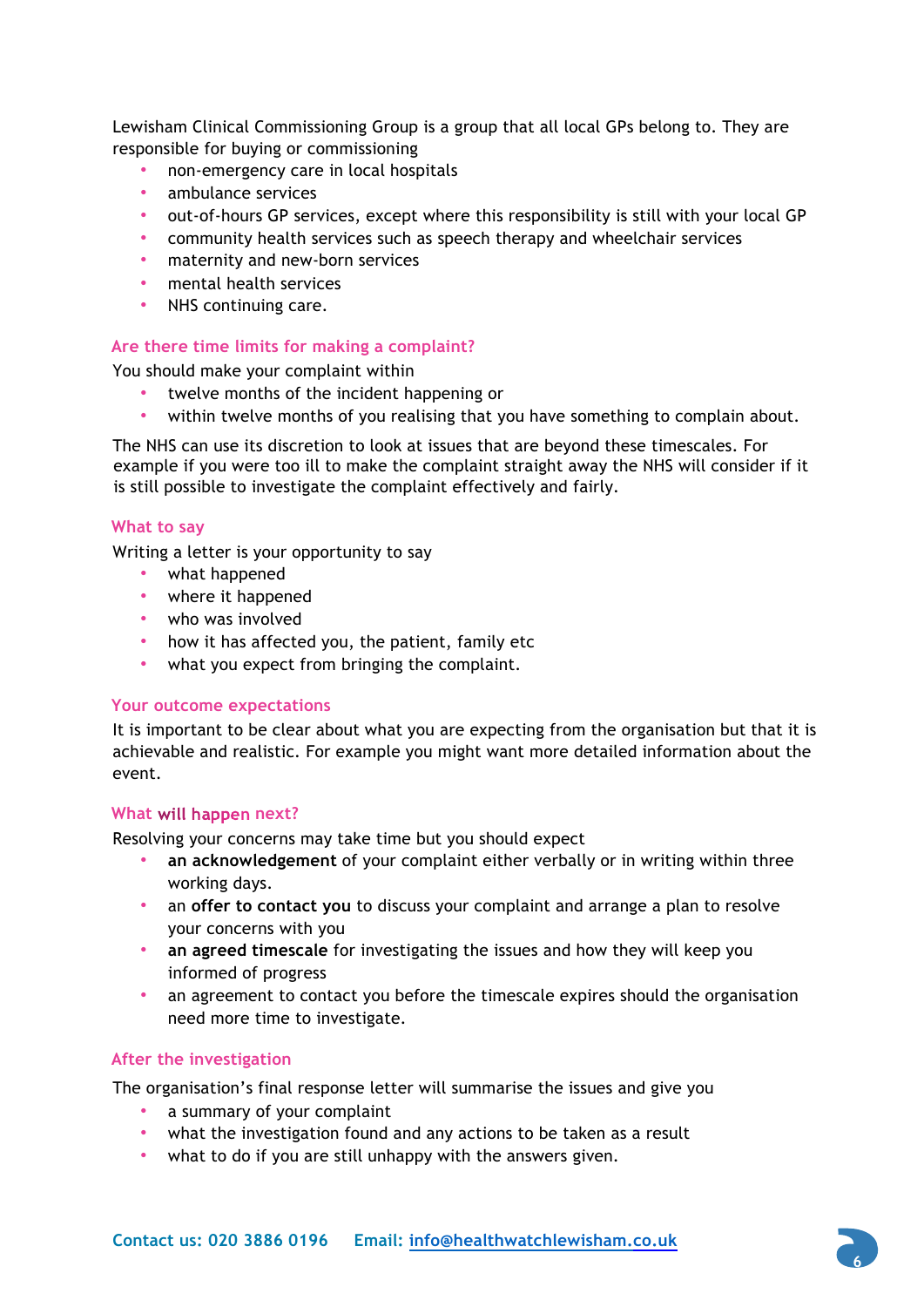Lewisham Clinical Commissioning Group is a group that all local GPs belong to. They are responsible for buying or commissioning

- non-emergency care in local hospitals
- ambulance services
- out-of-hours GP services, except where this responsibility is still with your local GP
- community health services such as speech therapy and wheelchair services
- maternity and new-born services
- mental health services
- NHS continuing care.

### Are there time limits for making a complaint?

You should make your complaint within

- twelve months of the incident happening or
- within twelve months of you realising that you have something to complain about.

The NHS can use its discretion to look at issues that are beyond these timescales. For example if you were too ill to make the complaint straight away the NHS will consider if it is still possible to investigate the complaint effectively and fairly.

### What to say

Writing a letter is your opportunity to say

- what happened
- where it happened
- who was involved
- how it has affected you, the patient, family etc
- what you expect from bringing the complaint.

### Your outcome expectations

It is important to be clear about what you are expecting from the organisation but that it is achievable and realistic. For example you might want more detailed information about the event.

### What will happen next?

Resolving your concerns may take time but you should expect

- **an acknowledgement** of your complaint either verbally or in writing within three working days.
- an **offer to contact you** to discuss your complaint and arrange a plan to resolve your concerns with you
- **an agreed timescale** for investigating the issues and how they will keep you informed of progress
- an agreement to contact you before the timescale expires should the organisation need more time to investigate.

### After the investigation

The organisation's final response letter will summarise the issues and give you

- a summary of your complaint
- what the investigation found and any actions to be taken as a result
- what to do if you are still unhappy with the answers given.

**Contact us: 020 3886 0196** **Email: info@healthwatchlewisham.co.uk**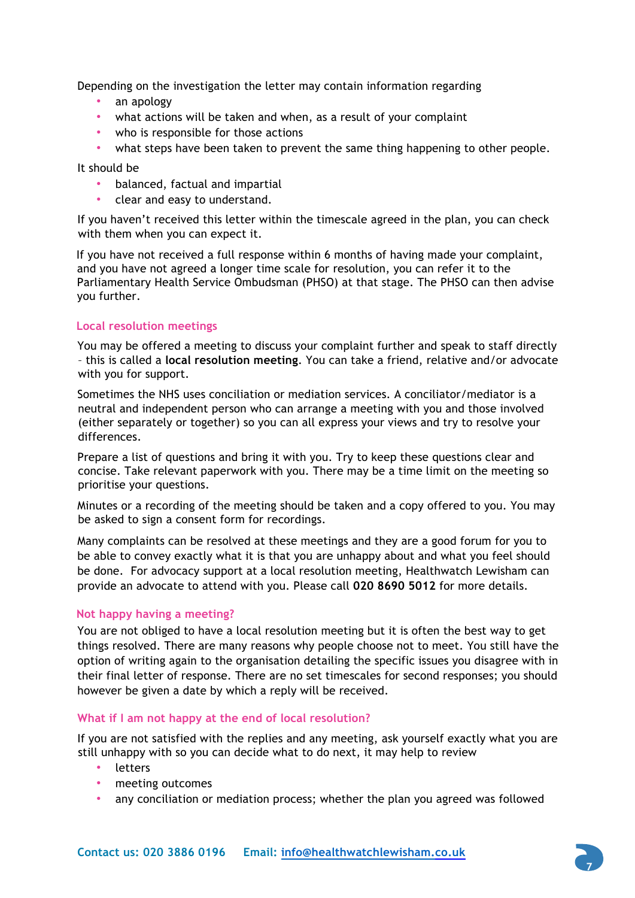Depending on the investigation the letter may contain information regarding

- an apology
- what actions will be taken and when, as a result of your complaint
- who is responsible for those actions
- what steps have been taken to prevent the same thing happening to other people.

It should be

- balanced, factual and impartial
- clear and easy to understand.

If you haven't received this letter within the timescale agreed in the plan, you can check with them when you can expect it.

If you have not received a full response within 6 months of having made your complaint, and you have not agreed a longer time scale for resolution, you can refer it to the Parliamentary Health Service Ombudsman (PHSO) at that stage. The PHSO can then advise you further.

### Local resolution meetings

You may be offered a meeting to discuss your complaint further and speak to staff directly – this is called a **local resolution meeting**. You can take a friend, relative and/or advocate with you for support.

Sometimes the NHS uses conciliation or mediation services. A conciliator/mediator is a neutral and independent person who can arrange a meeting with you and those involved (either separately or together) so you can all express your views and try to resolve your differences.

Prepare a list of questions and bring it with you. Try to keep these questions clear and concise. Take relevant paperwork with you. There may be a time limit on the meeting so prioritise your questions.

Minutes or a recording of the meeting should be taken and a copy offered to you. You may be asked to sign a consent form for recordings.

Many complaints can be resolved at these meetings and they are a good forum for you to be able to convey exactly what it is that you are unhappy about and what you feel should be done. For advocacy support at a local resolution meeting, Healthwatch Lewisham can provide an advocate to attend with you. Please call **020 8690 5012** for more details.

### Not happy having a meeting?

You are not obliged to have a local resolution meeting but it is often the best way to get things resolved. There are many reasons why people choose not to meet. You still have the option of writing again to the organisation detailing the specific issues you disagree with in their final letter of response. There are no set timescales for second responses; you should however be given a date by which a reply will be received.

### What if I am not happy at the end of local resolution?

If you are not satisfied with the replies and any meeting, ask yourself exactly what you are still unhappy with so you can decide what to do next, it may help to review

- letters
- meeting outcomes
- any conciliation or mediation process; whether the plan you agreed was followed

**Contact us: 020 3886 0196** **Email: info@healthwatchlewisham.co.uk**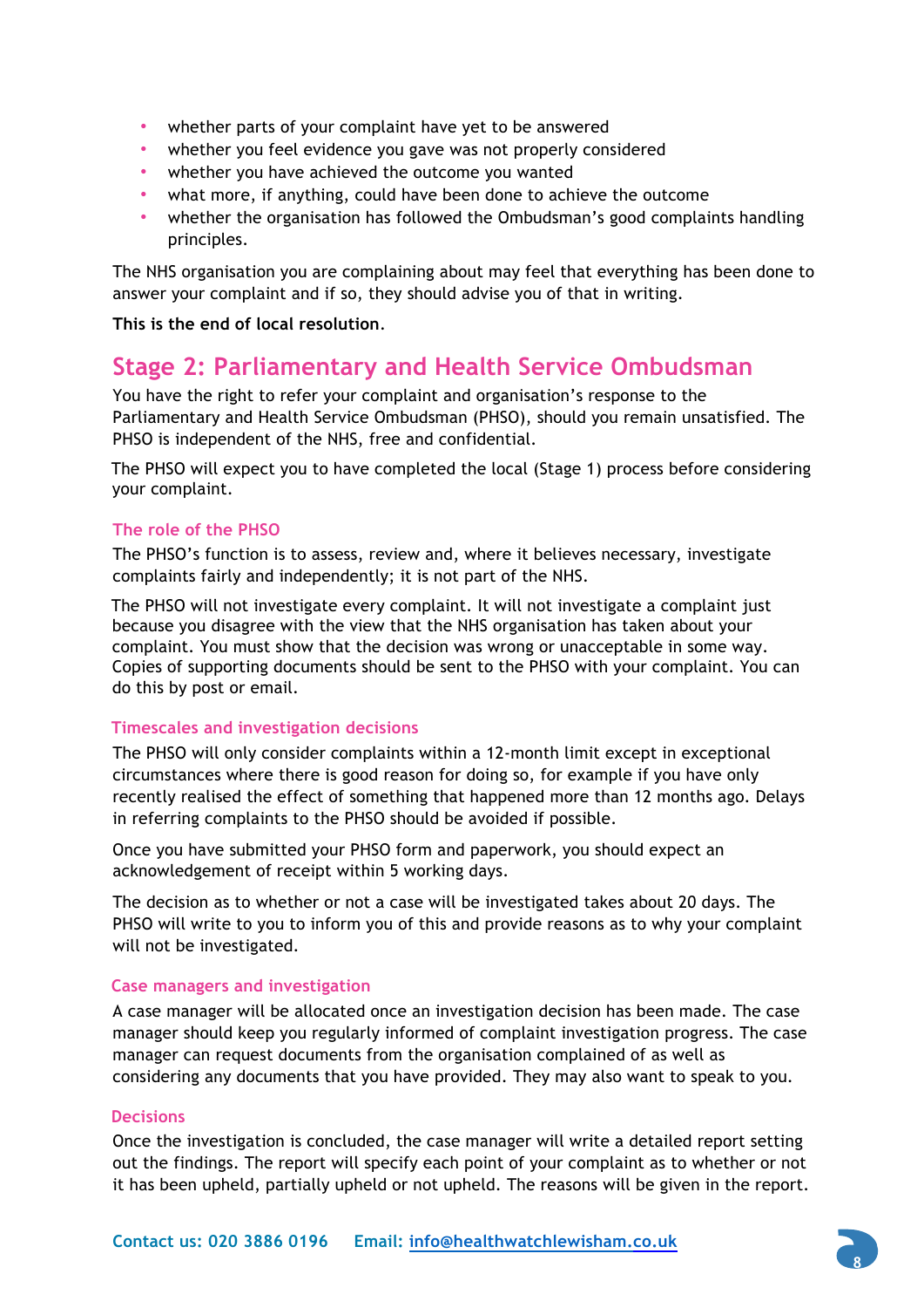- whether parts of your complaint have yet to be answered
- whether you feel evidence you gave was not properly considered
- whether you have achieved the outcome you wanted
- what more, if anything, could have been done to achieve the outcome
- whether the organisation has followed the Ombudsman's good complaints handling principles.

The NHS organisation you are complaining about may feel that everything has been done to answer your complaint and if so, they should advise you of that in writing.

**This is the end of local resolution**.

## Stage 2: Parliamentary and Health Service Ombudsman

You have the right to refer your complaint and organisation's response to the Parliamentary and Health Service Ombudsman (PHSO), should you remain unsatisfied. The PHSO is independent of the NHS, free and confidential.

The PHSO will expect you to have completed the local (Stage 1) process before considering your complaint.

### The role of the PHSO

The PHSO's function is to assess, review and, where it believes necessary, investigate complaints fairly and independently; it is not part of the NHS.

The PHSO will not investigate every complaint. It will not investigate a complaint just because you disagree with the view that the NHS organisation has taken about your complaint. You must show that the decision was wrong or unacceptable in some way. Copies of supporting documents should be sent to the PHSO with your complaint. You can do this by post or email.

### Timescales and investigation decisions

The PHSO will only consider complaints within a 12-month limit except in exceptional circumstances where there is good reason for doing so, for example if you have only recently realised the effect of something that happened more than 12 months ago. Delays in referring complaints to the PHSO should be avoided if possible.

Once you have submitted your PHSO form and paperwork, you should expect an acknowledgement of receipt within 5 working days.

The decision as to whether or not a case will be investigated takes about 20 days. The PHSO will write to you to inform you of this and provide reasons as to why your complaint will not be investigated.

### Case managers and investigation

A case manager will be allocated once an investigation decision has been made. The case manager should keep you regularly informed of complaint investigation progress. The case manager can request documents from the organisation complained of as well as considering any documents that you have provided. They may also want to speak to you.

### Decisions

Once the investigation is concluded, the case manager will write a detailed report setting out the findings. The report will specify each point of your complaint as to whether or not it has been upheld, partially upheld or not upheld. The reasons will be given in the report.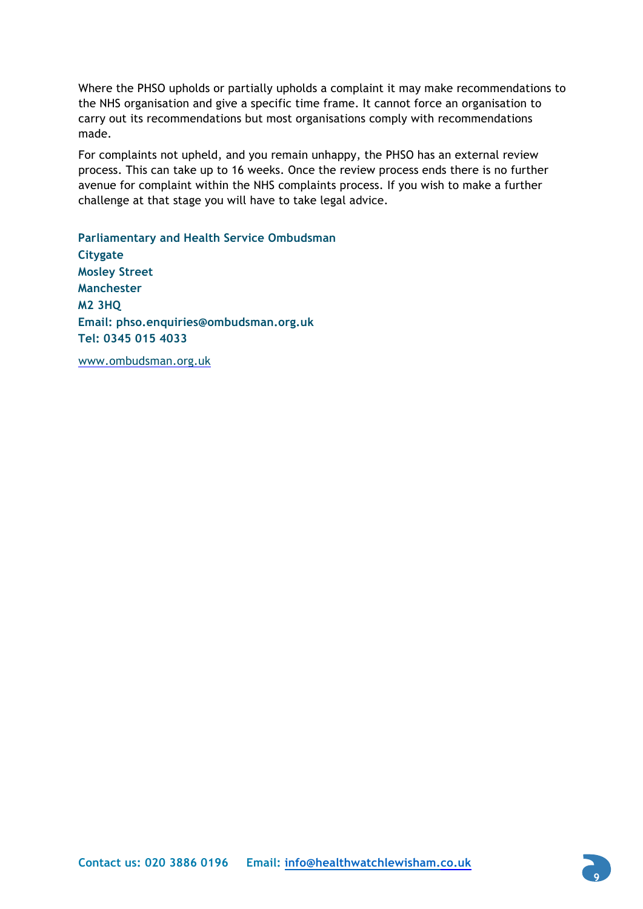Where the PHSO upholds or partially upholds a complaint it may make recommendations to the NHS organisation and give a specific time frame. It cannot force an organisation to carry out its recommendations but most organisations comply with recommendations made.

For complaints not upheld, and you remain unhappy, the PHSO has an external review process. This can take up to 16 weeks. Once the review process ends there is no further avenue for complaint within the NHS complaints process. If you wish to make a further challenge at that stage you will have to take legal advice.

**Parliamentary and Health Service Ombudsman**
**Citygate**
**Mosley Street**
**Manchester**
**M2 3HQ**
**Email: phso.enquiries@ombudsman.org.uk**
**Tel: 0345 015 4033**

www.ombudsman.org.uk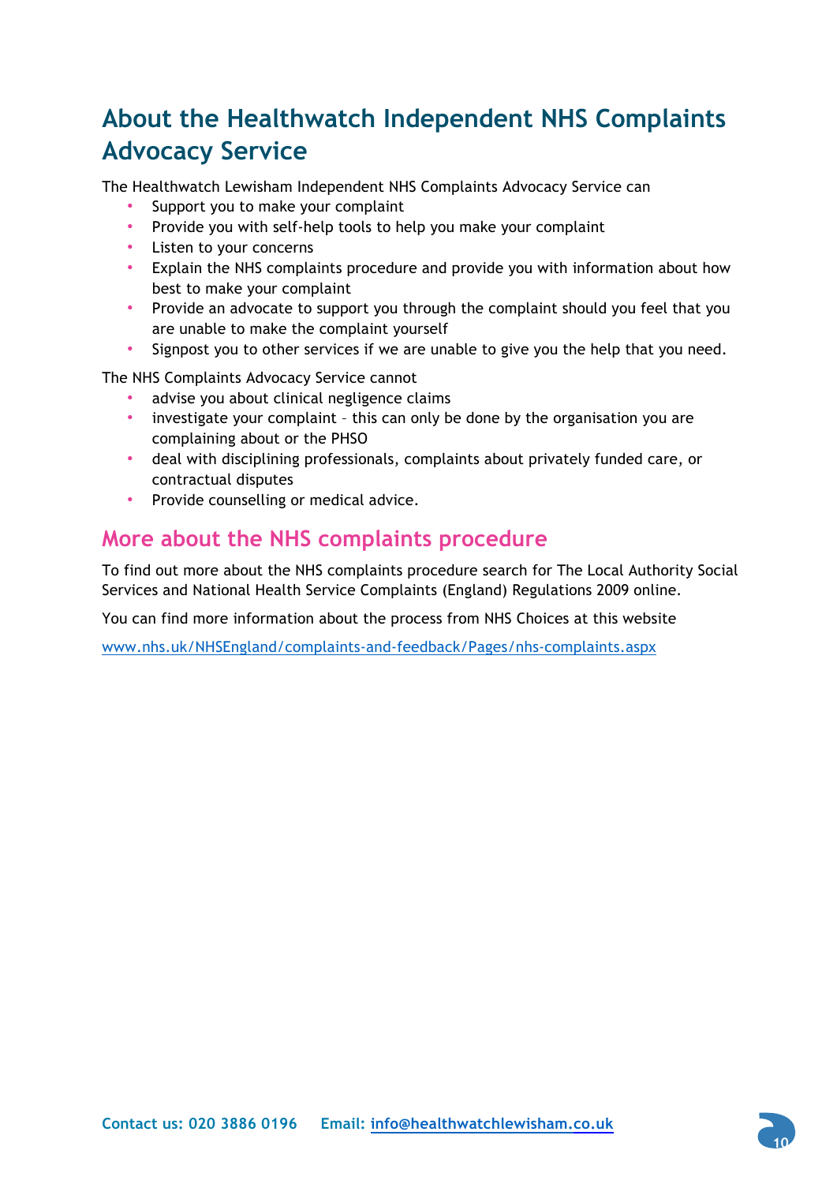## About the Healthwatch Independent NHS Complaints Advocacy Service

The Healthwatch Lewisham Independent NHS Complaints Advocacy Service can

- Support you to make your complaint
- Provide you with self-help tools to help you make your complaint
- Listen to your concerns
- Explain the NHS complaints procedure and provide you with information about how best to make your complaint
- Provide an advocate to support you through the complaint should you feel that you are unable to make the complaint yourself
- Signpost you to other services if we are unable to give you the help that you need.

The NHS Complaints Advocacy Service cannot

- advise you about clinical negligence claims
- investigate your complaint – this can only be done by the organisation you are complaining about or the PHSO
- deal with disciplining professionals, complaints about privately funded care, or contractual disputes
- Provide counselling or medical advice.

### More about the NHS complaints procedure

To find out more about the NHS complaints procedure search for The Local Authority Social Services and National Health Service Complaints (England) Regulations 2009 online.

You can find more information about the process from NHS Choices at this website

www.nhs.uk/NHSEngland/complaints-and-feedback/Pages/nhs-complaints.aspx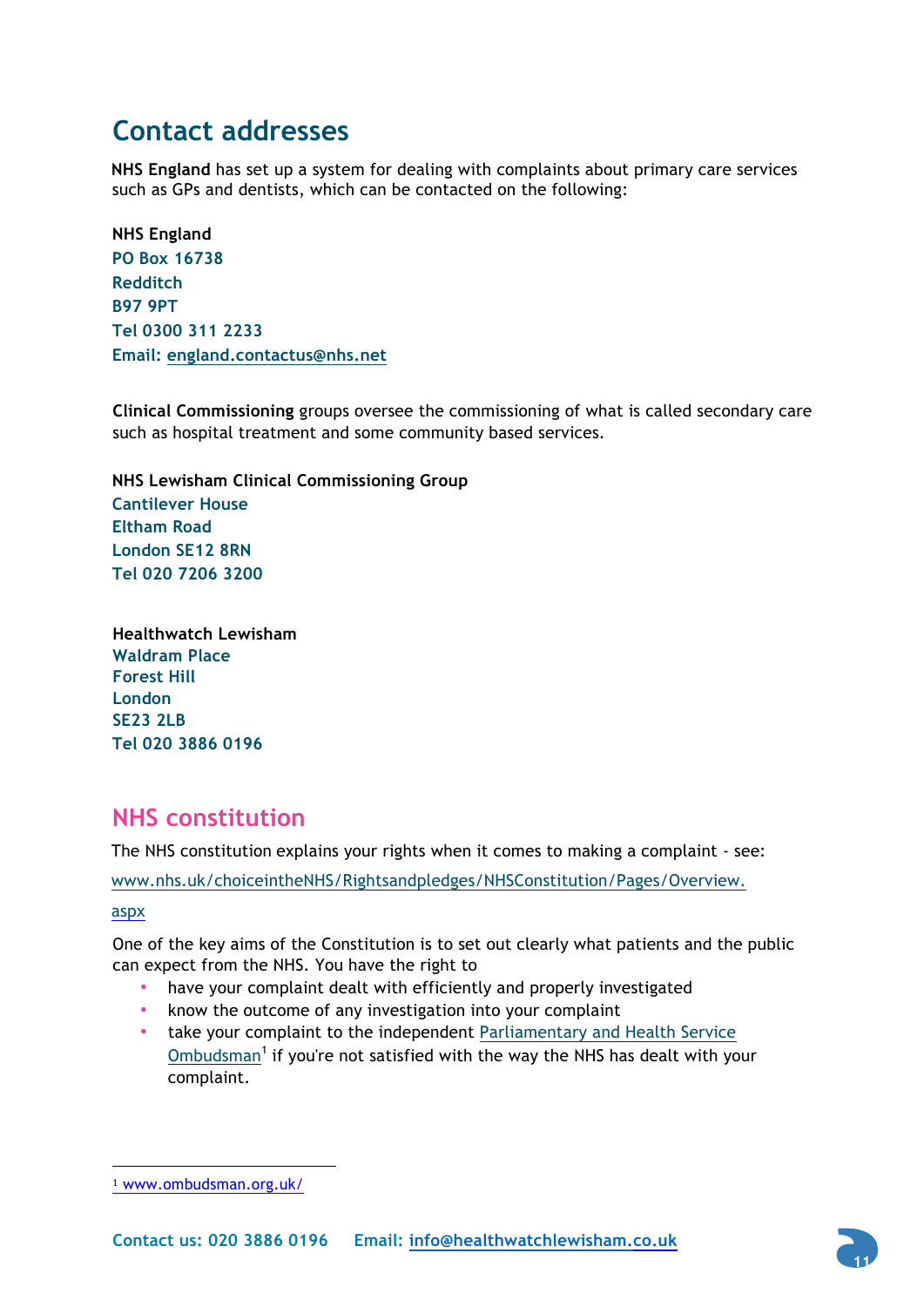# Contact addresses

**NHS England** has set up a system for dealing with complaints about primary care services such as GPs and dentists, which can be contacted on the following:

**NHS England**
PO Box 16738
Redditch
B97 9PT
Tel 0300 311 2233
Email: england.contactus@nhs.net

**Clinical Commissioning** groups oversee the commissioning of what is called secondary care such as hospital treatment and some community based services.

**NHS Lewisham Clinical Commissioning Group**
Cantilever House
Eltham Road
London SE12 8RN
Tel 020 7206 3200

**Healthwatch Lewisham**
Waldram Place
Forest Hill
London
SE23 2LB
Tel 020 3886 0196

## NHS constitution

The NHS constitution explains your rights when it comes to making a complaint - see:

www.nhs.uk/choiceintheNHS/Rightsandpledges/NHSConstitution/Pages/Overview.aspx

One of the key aims of the Constitution is to set out clearly what patients and the public can expect from the NHS. You have the right to

- have your complaint dealt with efficiently and properly investigated
- know the outcome of any investigation into your complaint
- take your complaint to the independent Parliamentary and Health Service Ombudsman[1] if you're not satisfied with the way the NHS has dealt with your complaint.

[1] www.ombudsman.org.uk/

Contact us: 020 3886 0196 Email: info@healthwatchlewisham.co.uk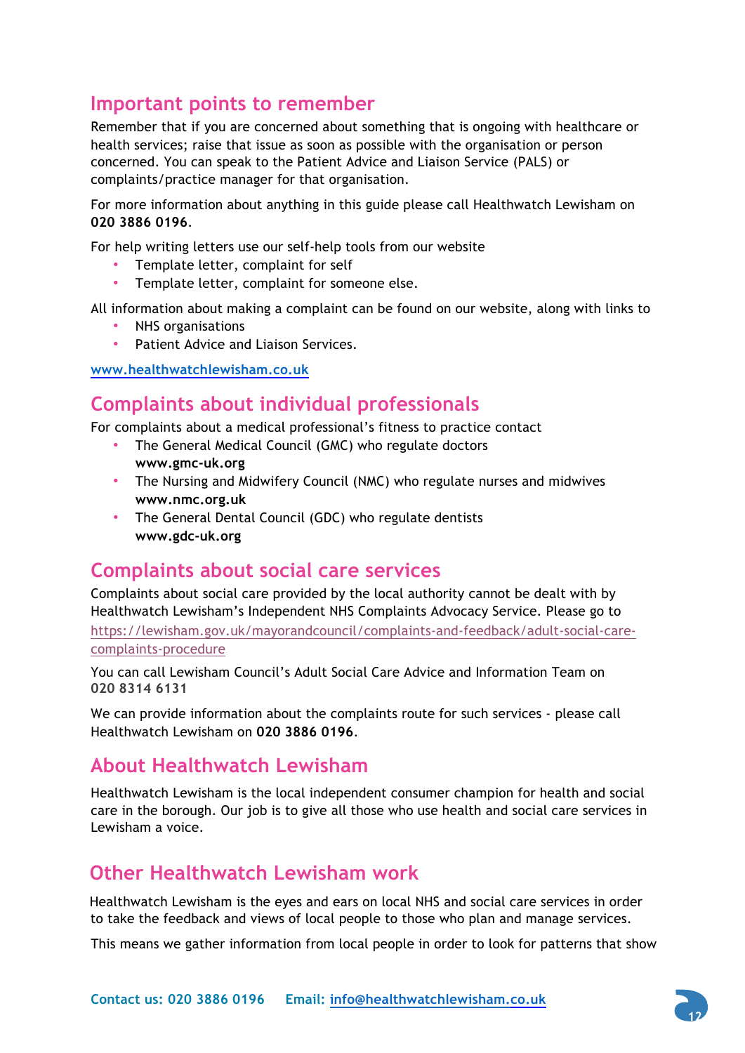## Important points to remember

Remember that if you are concerned about something that is ongoing with healthcare or health services; raise that issue as soon as possible with the organisation or person concerned. You can speak to the Patient Advice and Liaison Service (PALS) or complaints/practice manager for that organisation.

For more information about anything in this guide please call Healthwatch Lewisham on **020 3886 0196**.

For help writing letters use our self-help tools from our website

- Template letter, complaint for self
- Template letter, complaint for someone else.

All information about making a complaint can be found on our website, along with links to

- NHS organisations
- Patient Advice and Liaison Services.

www.healthwatchlewisham.co.uk

## Complaints about individual professionals

For complaints about a medical professional's fitness to practice contact

- The General Medical Council (GMC) who regulate doctors **www.gmc-uk.org**
- The Nursing and Midwifery Council (NMC) who regulate nurses and midwives **www.nmc.org.uk**
- The General Dental Council (GDC) who regulate dentists **www.gdc-uk.org**

## Complaints about social care services

Complaints about social care provided by the local authority cannot be dealt with by Healthwatch Lewisham's Independent NHS Complaints Advocacy Service. Please go to https://lewisham.gov.uk/mayorandcouncil/complaints-and-feedback/adult-social-care-complaints-procedure

You can call Lewisham Council's Adult Social Care Advice and Information Team on **020 8314 6131**

We can provide information about the complaints route for such services - please call Healthwatch Lewisham on **020 3886 0196**.

## About Healthwatch Lewisham

Healthwatch Lewisham is the local independent consumer champion for health and social care in the borough. Our job is to give all those who use health and social care services in Lewisham a voice.

## Other Healthwatch Lewisham work

Healthwatch Lewisham is the eyes and ears on local NHS and social care services in order to take the feedback and views of local people to those who plan and manage services.

This means we gather information from local people in order to look for patterns that show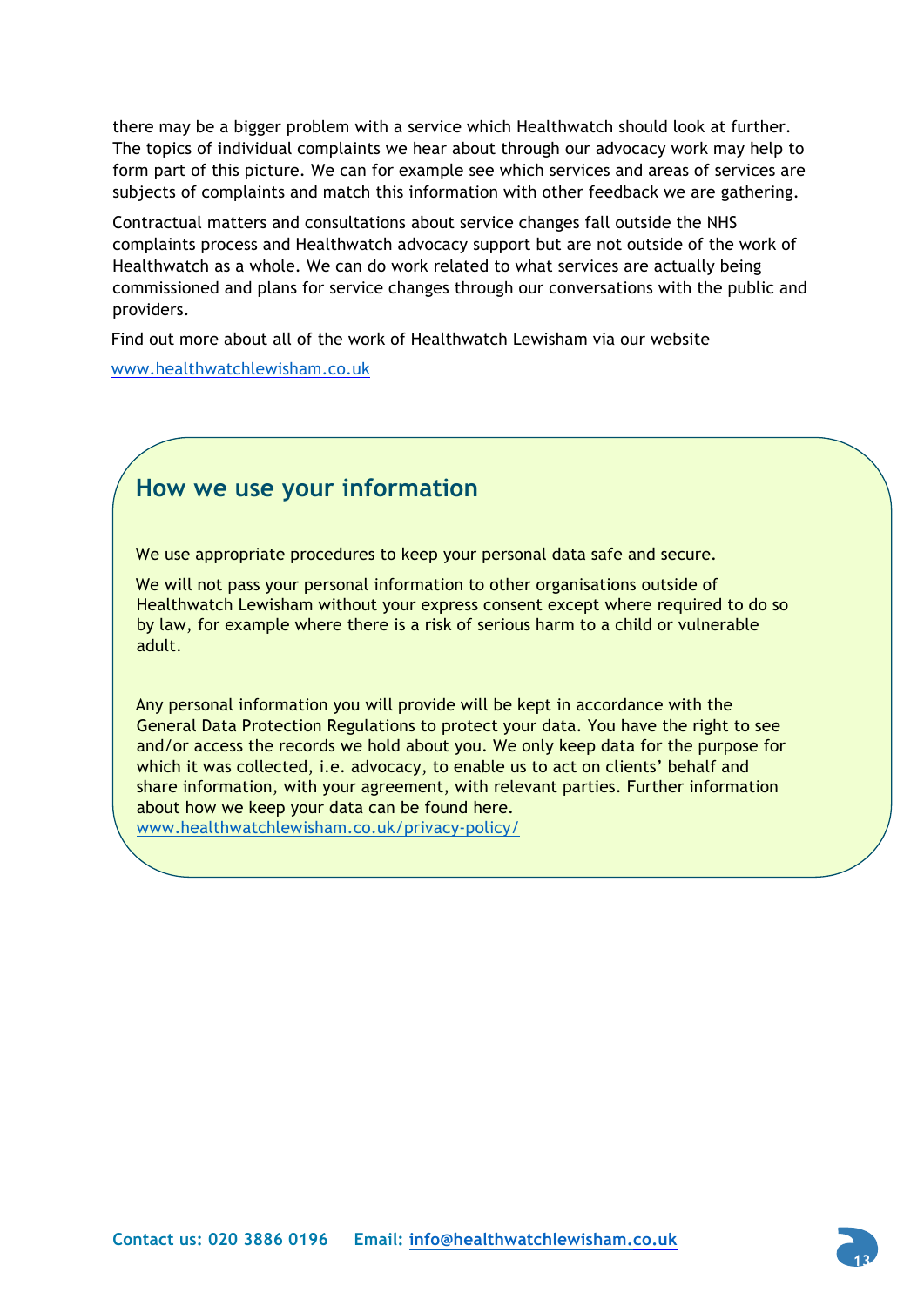there may be a bigger problem with a service which Healthwatch should look at further. The topics of individual complaints we hear about through our advocacy work may help to form part of this picture. We can for example see which services and areas of services are subjects of complaints and match this information with other feedback we are gathering.

Contractual matters and consultations about service changes fall outside the NHS complaints process and Healthwatch advocacy support but are not outside of the work of Healthwatch as a whole. We can do work related to what services are actually being commissioned and plans for service changes through our conversations with the public and providers.

Find out more about all of the work of Healthwatch Lewisham via our website

www.healthwatchlewisham.co.uk

## How we use your information

We use appropriate procedures to keep your personal data safe and secure.

We will not pass your personal information to other organisations outside of Healthwatch Lewisham without your express consent except where required to do so by law, for example where there is a risk of serious harm to a child or vulnerable adult.

Any personal information you will provide will be kept in accordance with the General Data Protection Regulations to protect your data. You have the right to see and/or access the records we hold about you. We only keep data for the purpose for which it was collected, i.e. advocacy, to enable us to act on clients' behalf and share information, with your agreement, with relevant parties. Further information about how we keep your data can be found here. www.healthwatchlewisham.co.uk/privacy-policy/

**Contact us: 020 3886 0196 Email: info@healthwatchlewisham.co.uk**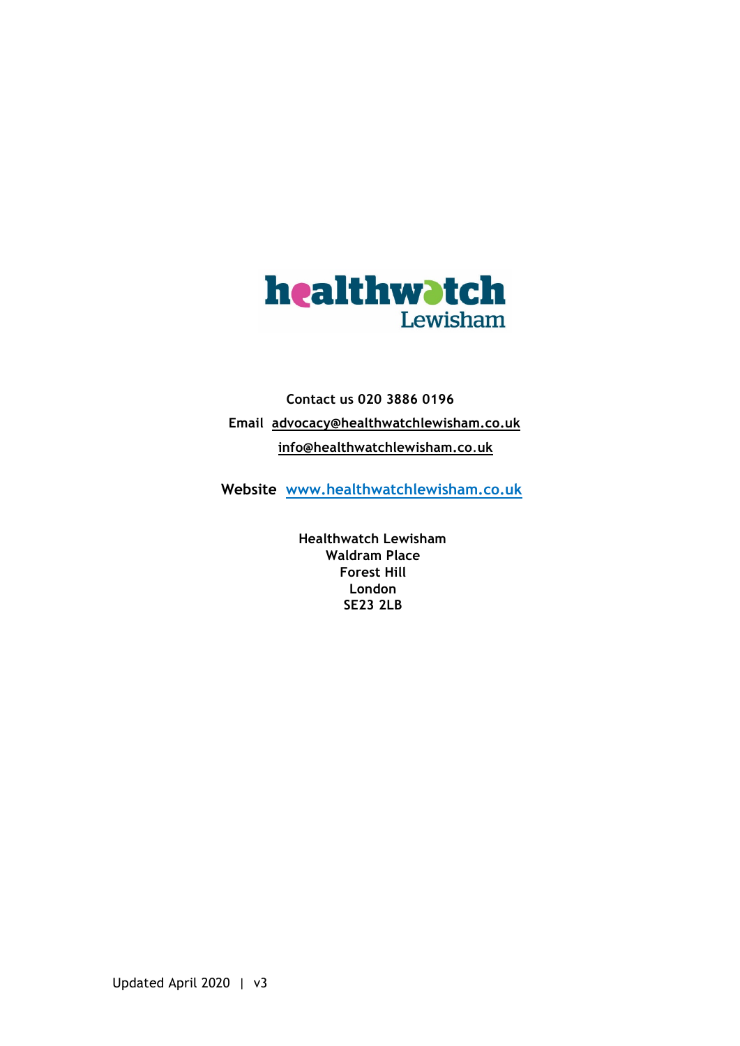healthwatch
Lewisham

**Contact us 020 3886 0196**

**Email** **advocacy@healthwatchlewisham.co.uk**

**info@healthwatchlewisham.co.uk**

**Website** www.healthwatchlewisham.co.uk

**Healthwatch Lewisham**
**Waldram Place**
**Forest Hill**
**London**
**SE23 2LB**

Updated April 2020 | v3